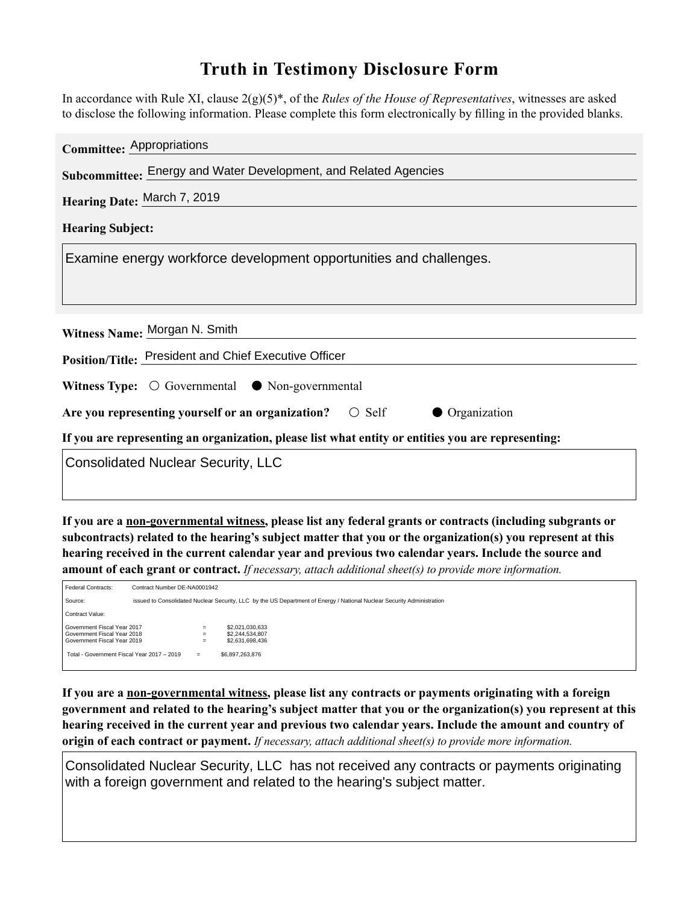# Truth in Testimony Disclosure Form

In accordance with Rule XI, clause 2(g)(5)*, of the *Rules of the House of Representatives*, witnesses are asked to disclose the following information. Please complete this form electronically by filling in the provided blanks.

**Committee:** Appropriations

**Subcommittee:** Energy and Water Development, and Related Agencies

**Hearing Date:** March 7, 2019

**Hearing Subject:**

Examine energy workforce development opportunities and challenges.

**Witness Name:** Morgan N. Smith

**Position/Title:** President and Chief Executive Officer

**Witness Type:** ○ Governmental ● Non-governmental

**Are you representing yourself or an organization?** ○ Self ● Organization

**If you are representing an organization, please list what entity or entities you are representing:**

Consolidated Nuclear Security, LLC

**If you are a non-governmental witness, please list any federal grants or contracts (including subgrants or subcontracts) related to the hearing's subject matter that you or the organization(s) you represent at this hearing received in the current calendar year and previous two calendar years. Include the source and amount of each grant or contract.** *If necessary, attach additional sheet(s) to provide more information.*

Federal Contracts: Contract Number DE-NA0001942

Source: issued to Consolidated Nuclear Security, LLC by the US Department of Energy / National Nuclear Security Administration

Contract Value:

| | | |
|---|---|---|
| Government Fiscal Year 2017 | = | $2,021,030,633 |
| Government Fiscal Year 2018 | = | $2,244,534,807 |
| Government Fiscal Year 2019 | = | $2,631,698,436 |
| Total - Government Fiscal Year 2017 – 2019 | = | $6,897,263,876 |

**If you are a non-governmental witness, please list any contracts or payments originating with a foreign government and related to the hearing's subject matter that you or the organization(s) you represent at this hearing received in the current year and previous two calendar years. Include the amount and country of origin of each contract or payment.** *If necessary, attach additional sheet(s) to provide more information.*

Consolidated Nuclear Security, LLC has not received any contracts or payments originating with a foreign government and related to the hearing's subject matter.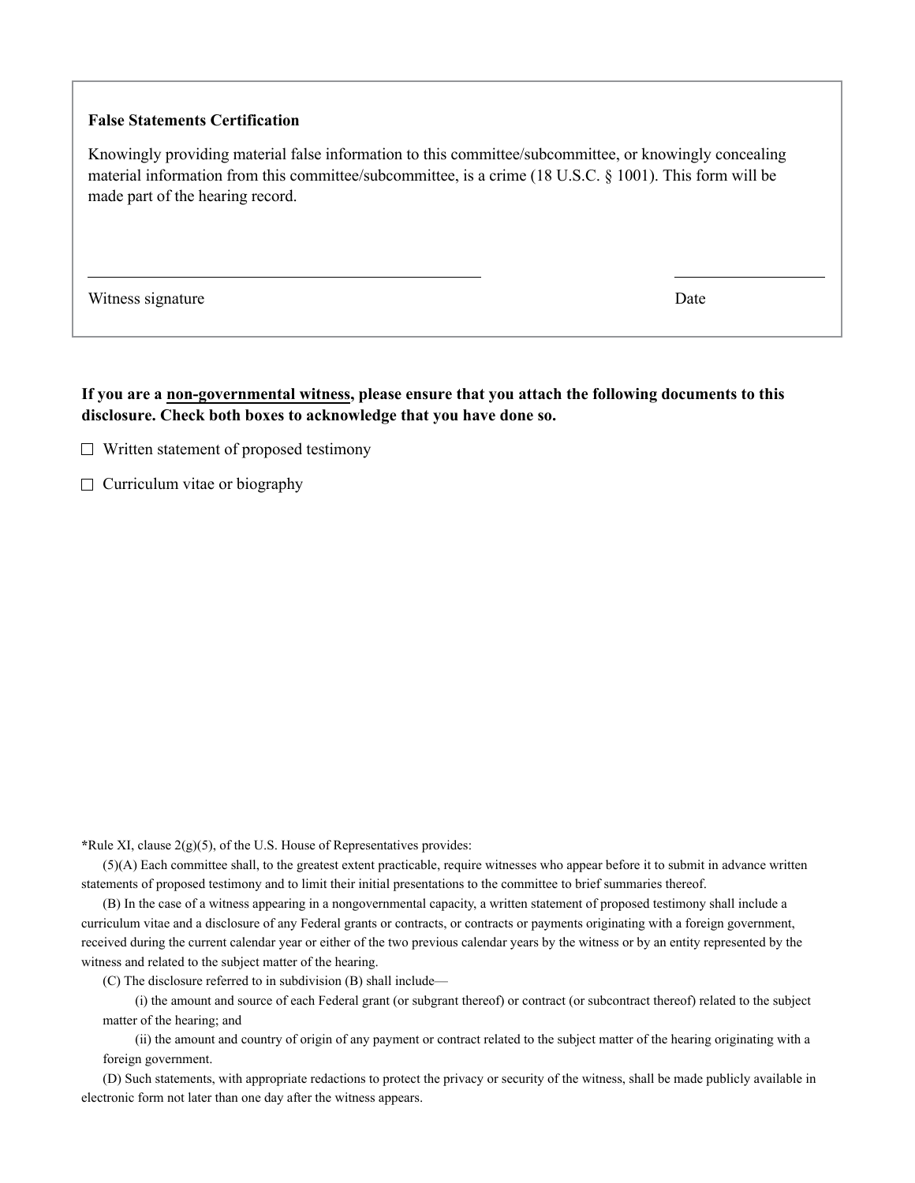**False Statements Certification**

Knowingly providing material false information to this committee/subcommittee, or knowingly concealing material information from this committee/subcommittee, is a crime (18 U.S.C. § 1001). This form will be made part of the hearing record.

\_\_\_\_\_\_\_\_\_\_\_\_\_\_\_\_\_\_\_\_\_\_\_\_\_\_\_\_\_\_\_\_\_\_\_\_\_\_\_\_\_\_\_\_ &nbsp;&nbsp;&nbsp;&nbsp; \_\_\_\_\_\_\_\_\_\_\_\_\_\_\_\_\_\_\_\_

Witness signature &nbsp;&nbsp;&nbsp;&nbsp; Date

**If you are a <u>non-governmental witness</u>, please ensure that you attach the following documents to this disclosure. Check both boxes to acknowledge that you have done so.**

☐ Written statement of proposed testimony

☐ Curriculum vitae or biography

**\***Rule XI, clause 2(g)(5), of the U.S. House of Representatives provides:

(5)(A) Each committee shall, to the greatest extent practicable, require witnesses who appear before it to submit in advance written statements of proposed testimony and to limit their initial presentations to the committee to brief summaries thereof.

(B) In the case of a witness appearing in a nongovernmental capacity, a written statement of proposed testimony shall include a curriculum vitae and a disclosure of any Federal grants or contracts, or contracts or payments originating with a foreign government, received during the current calendar year or either of the two previous calendar years by the witness or by an entity represented by the witness and related to the subject matter of the hearing.

(C) The disclosure referred to in subdivision (B) shall include—

(i) the amount and source of each Federal grant (or subgrant thereof) or contract (or subcontract thereof) related to the subject matter of the hearing; and

(ii) the amount and country of origin of any payment or contract related to the subject matter of the hearing originating with a foreign government.

(D) Such statements, with appropriate redactions to protect the privacy or security of the witness, shall be made publicly available in electronic form not later than one day after the witness appears.